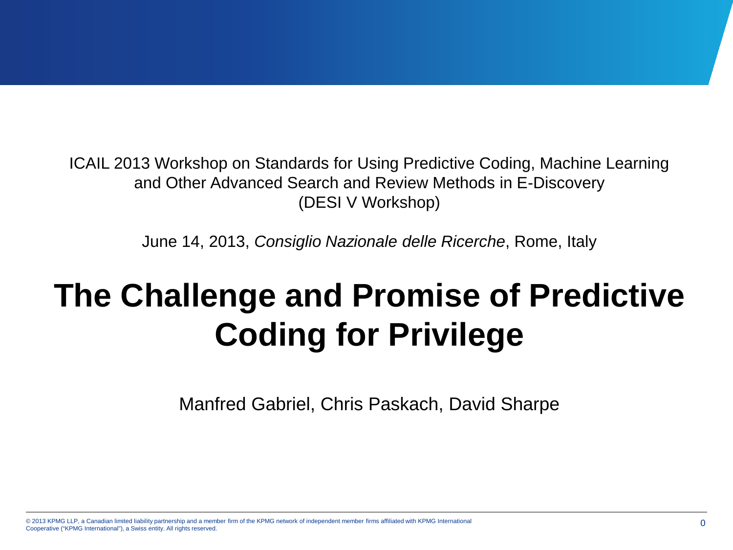ICAIL 2013 Workshop on Standards for Using Predictive Coding, Machine Learning and Other Advanced Search and Review Methods in E-Discovery (DESI V Workshop)

June 14, 2013, *Consiglio Nazionale delle Ricerche*, Rome, Italy

# The Challenge and Promise of Predictive Coding for Privilege

Manfred Gabriel, Chris Paskach, David Sharpe

© 2013 KPMG LLP, a Canadian limited liability partnership and a member firm of the KPMG network of independent member firms affiliated with KPMG International Cooperative ("KPMG International"), a Swiss entity. All rights reserved.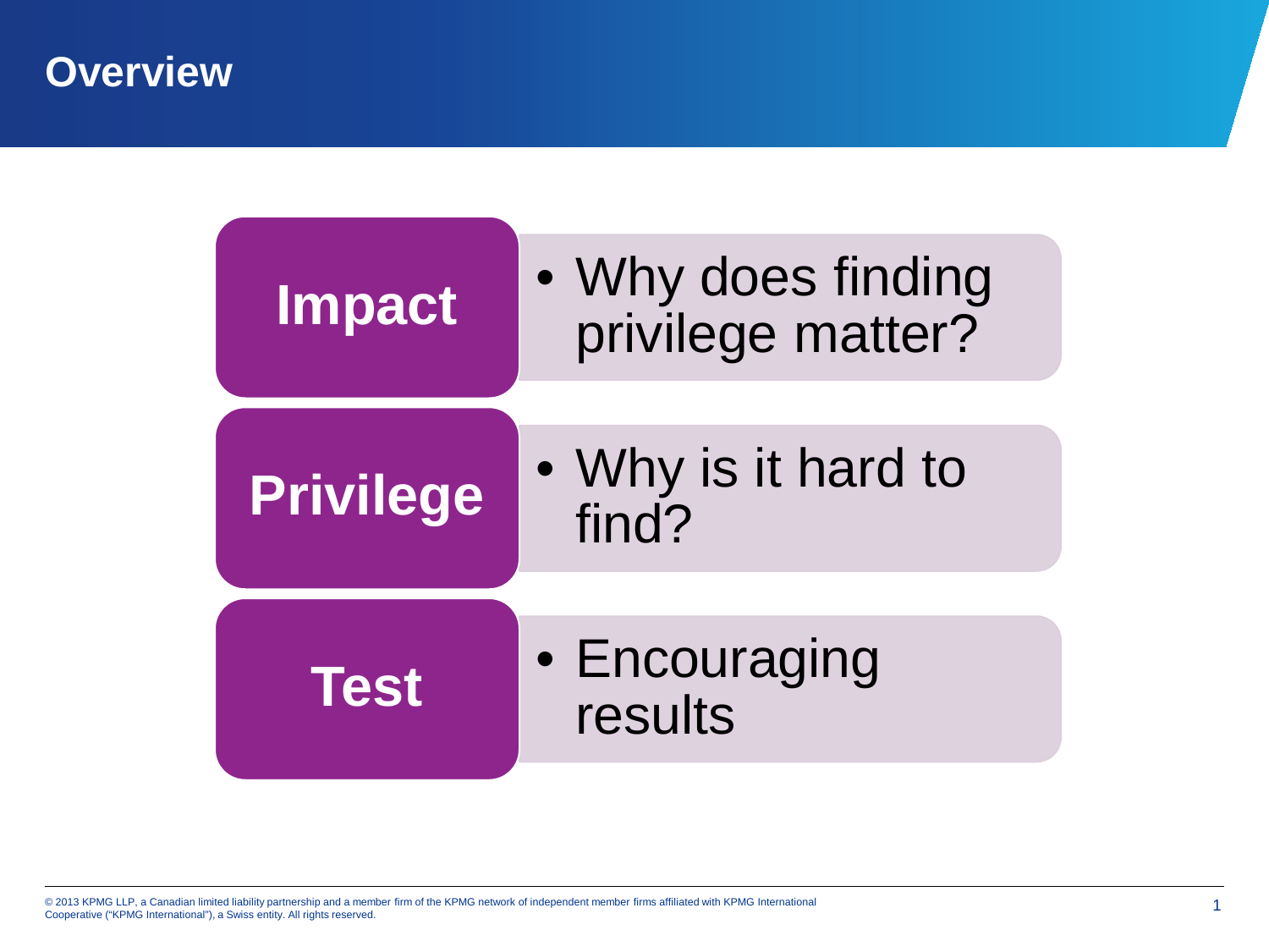# Overview

**Impact**

- Why does finding privilege matter?

**Privilege**

- Why is it hard to find?

**Test**

- Encouraging results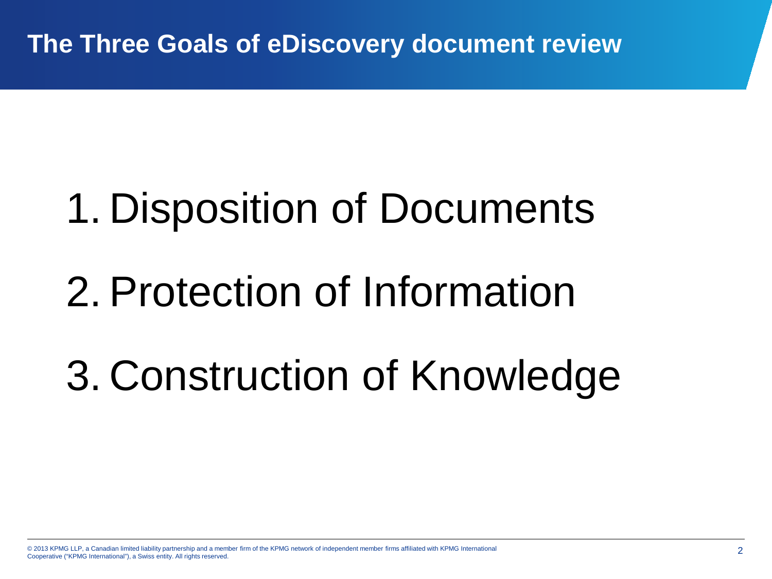# The Three Goals of eDiscovery document review

1. Disposition of Documents
2. Protection of Information
3. Construction of Knowledge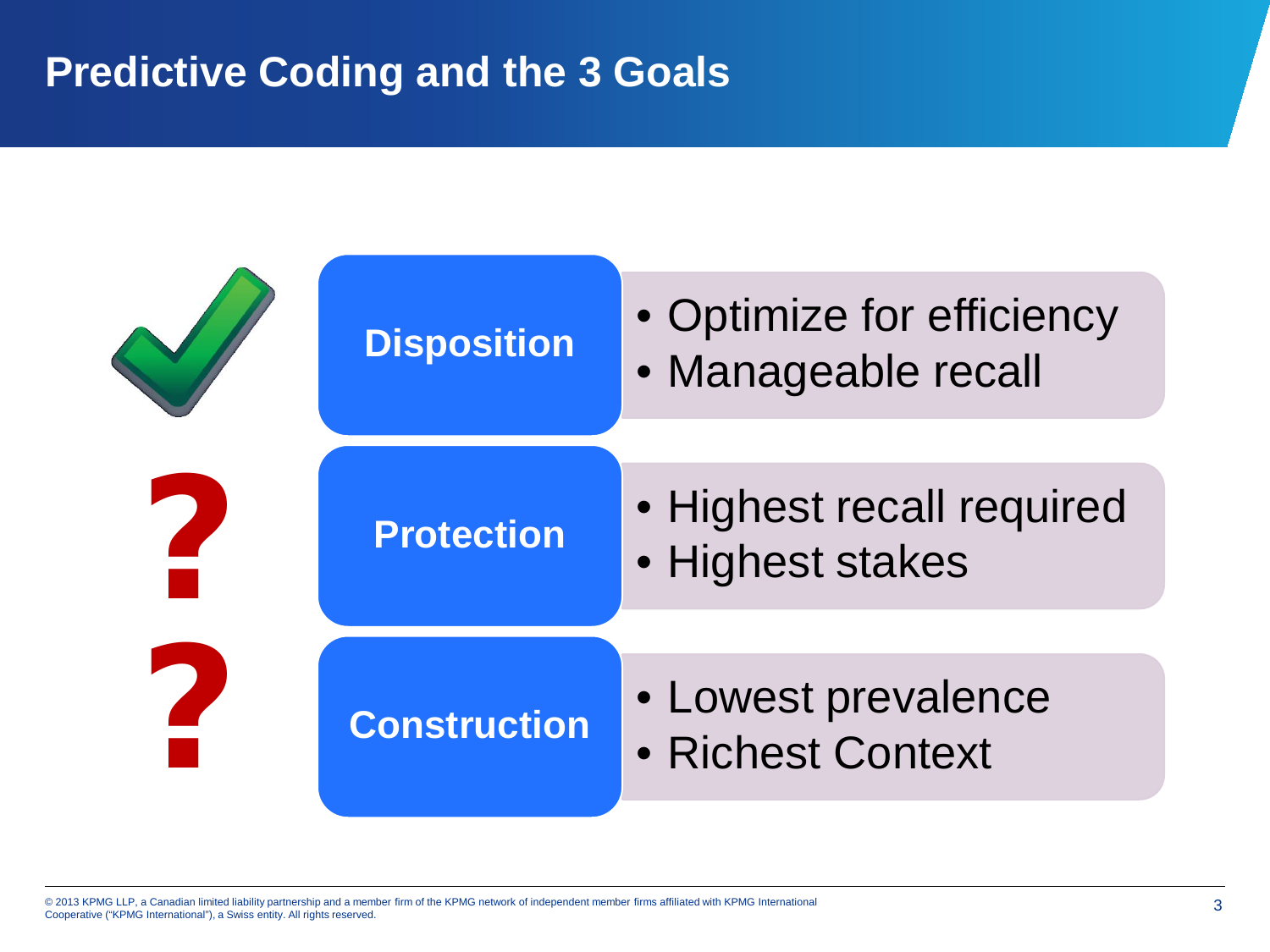# Predictive Coding and the 3 Goals

| | | |
|---|---|---|
| ✓ | **Disposition** | • Optimize for efficiency<br>• Manageable recall |
| ? | **Protection** | • Highest recall required<br>• Highest stakes |
| ? | **Construction** | • Lowest prevalence<br>• Richest Context |

© 2013 KPMG LLP, a Canadian limited liability partnership and a member firm of the KPMG network of independent member firms affiliated with KPMG International Cooperative ("KPMG International"), a Swiss entity. All rights reserved.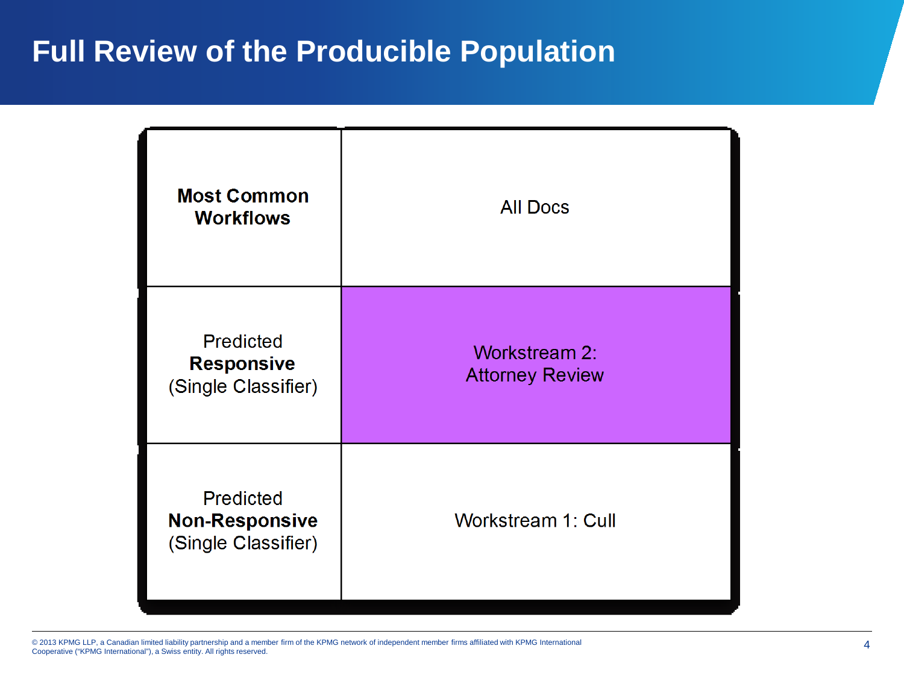# Full Review of the Producible Population

| **Most Common Workflows** | All Docs |
| --- | --- |
| Predicted **Responsive** (Single Classifier) | Workstream 2: Attorney Review |
| Predicted **Non-Responsive** (Single Classifier) | Workstream 1: Cull |

© 2013 KPMG LLP, a Canadian limited liability partnership and a member firm of the KPMG network of independent member firms affiliated with KPMG International Cooperative ("KPMG International"), a Swiss entity. All rights reserved.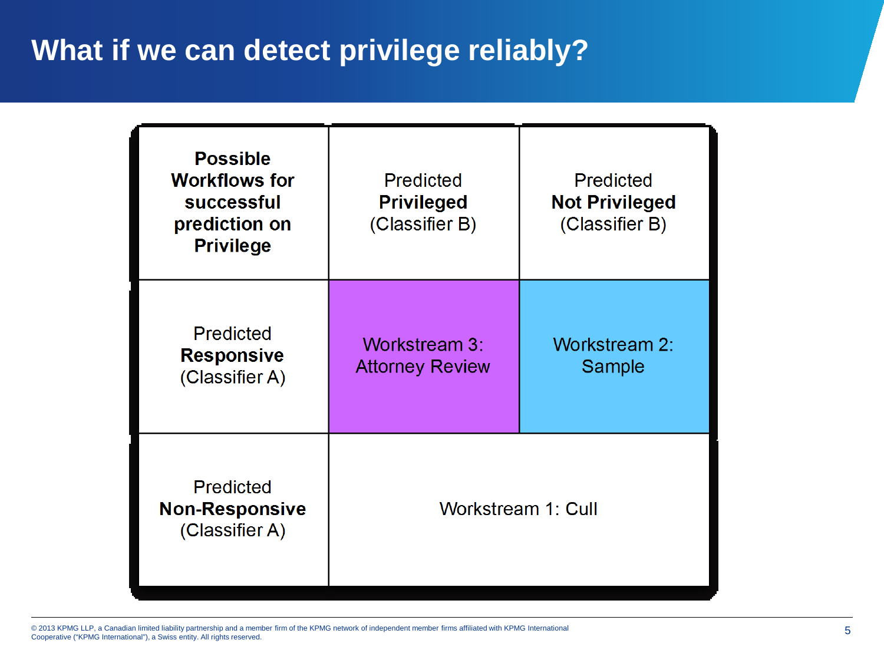# What if we can detect privilege reliably?

| **Possible Workflows for successful prediction on Privilege** | Predicted **Privileged** (Classifier B) | Predicted **Not Privileged** (Classifier B) |
| --- | --- | --- |
| Predicted **Responsive** (Classifier A) | Workstream 3: Attorney Review | Workstream 2: Sample |
| Predicted **Non-Responsive** (Classifier A) | Workstream 1: Cull | |

© 2013 KPMG LLP, a Canadian limited liability partnership and a member firm of the KPMG network of independent member firms affiliated with KPMG International Cooperative ("KPMG International"), a Swiss entity. All rights reserved.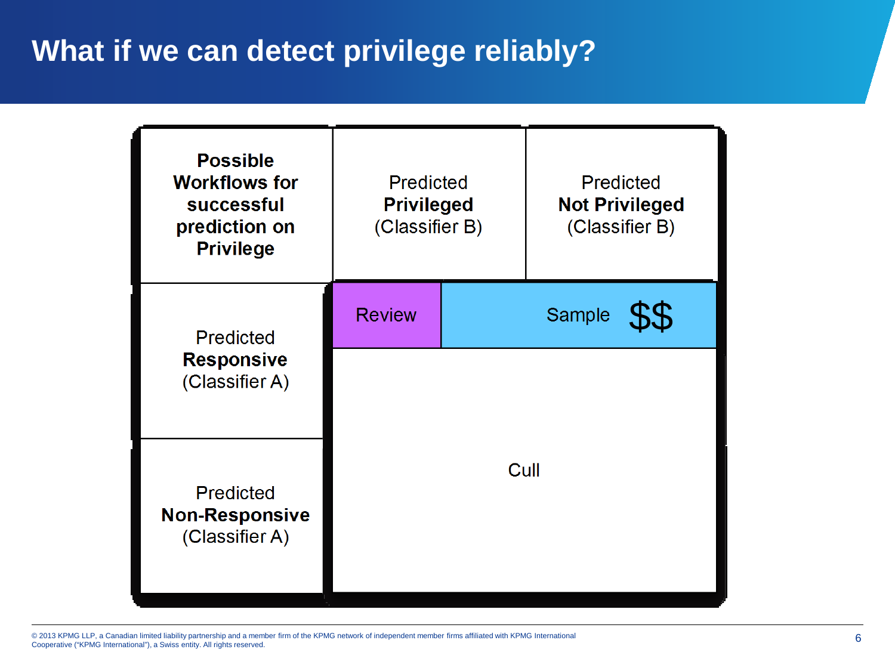# What if we can detect privilege reliably?

| **Possible Workflows for successful prediction on Privilege** | Predicted **Privileged** (Classifier B) | Predicted **Not Privileged** (Classifier B) |
| --- | --- | --- |
| Predicted **Responsive** (Classifier A) | Review | Sample $$ |
| Predicted **Non-Responsive** (Classifier A) | Cull | Cull |

© 2013 KPMG LLP, a Canadian limited liability partnership and a member firm of the KPMG network of independent member firms affiliated with KPMG International Cooperative ("KPMG International"), a Swiss entity. All rights reserved.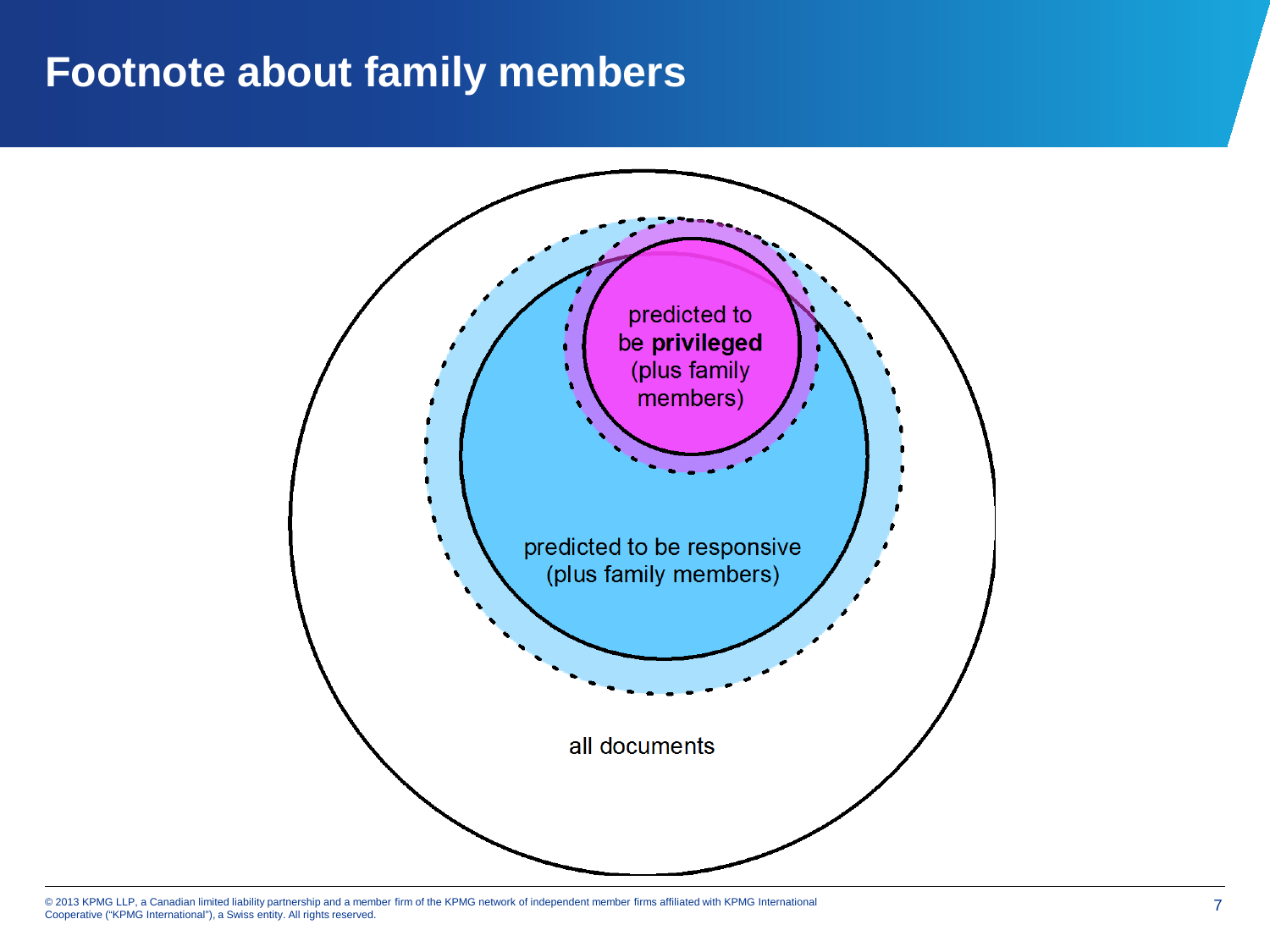# Footnote about family members

predicted to be **privileged** (plus family members)

predicted to be responsive (plus family members)

all documents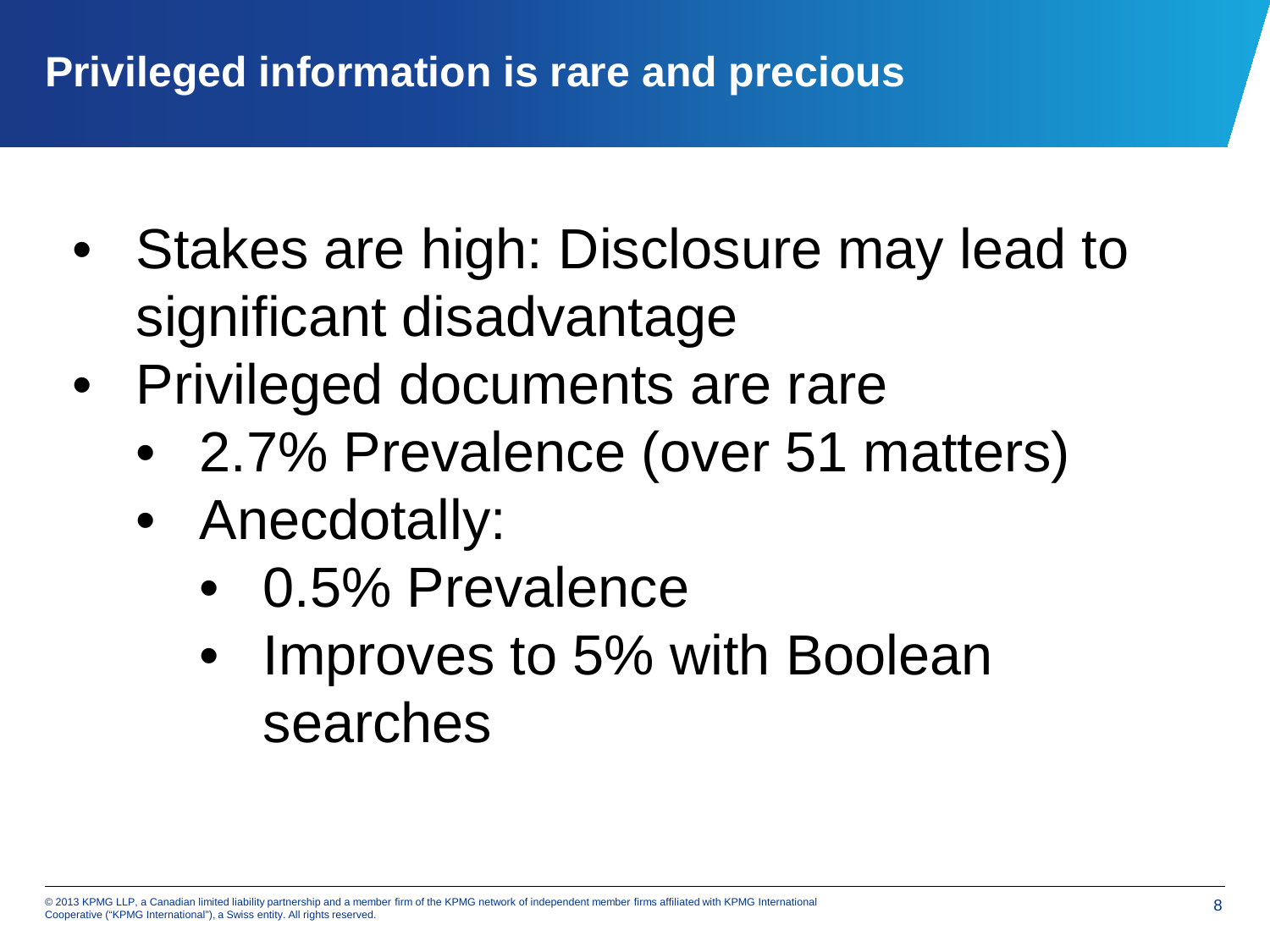# Privileged information is rare and precious

- Stakes are high: Disclosure may lead to significant disadvantage
- Privileged documents are rare
  - 2.7% Prevalence (over 51 matters)
  - Anecdotally:
    - 0.5% Prevalence
    - Improves to 5% with Boolean searches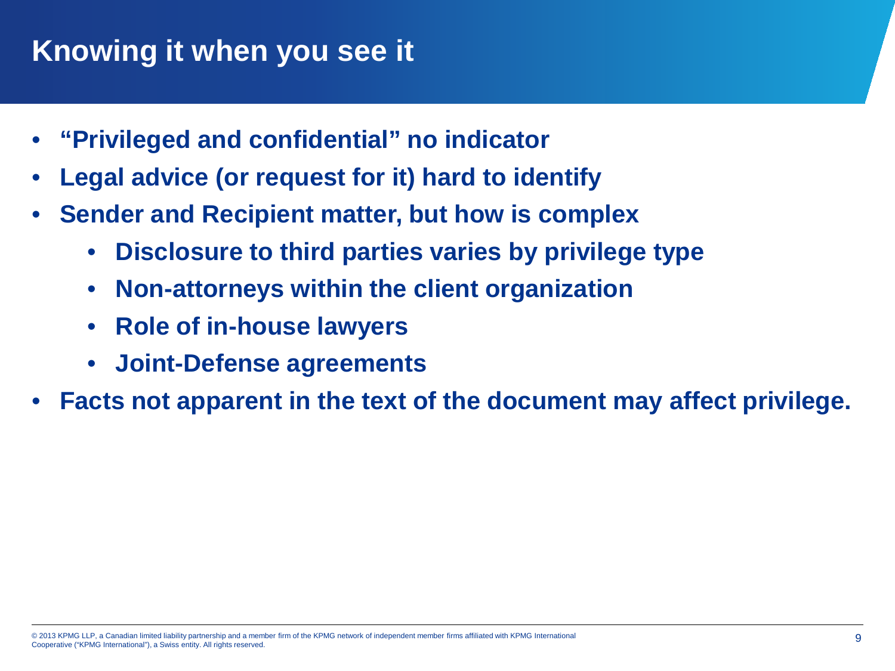# Knowing it when you see it

- **"Privileged and confidential" no indicator**
- **Legal advice (or request for it) hard to identify**
- **Sender and Recipient matter, but how is complex**
  - **Disclosure to third parties varies by privilege type**
  - **Non-attorneys within the client organization**
  - **Role of in-house lawyers**
  - **Joint-Defense agreements**
- **Facts not apparent in the text of the document may affect privilege.**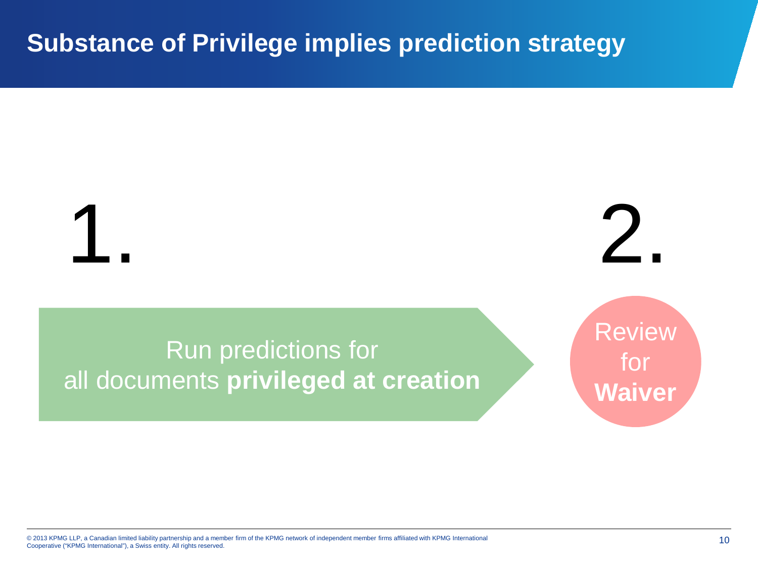# Substance of Privilege implies prediction strategy

1.

Run predictions for all documents **privileged at creation**

2.

Review for **Waiver**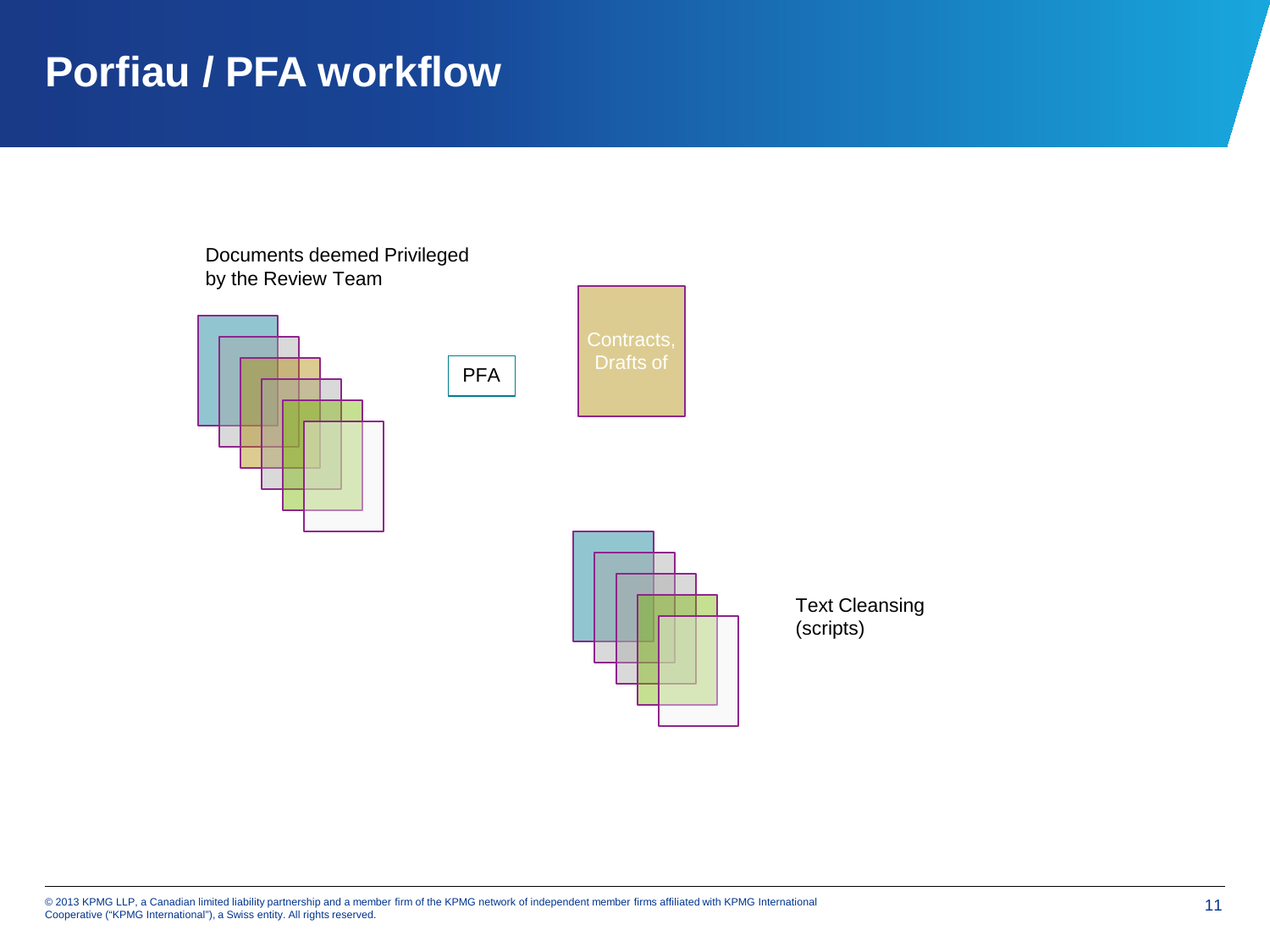# Porfiau / PFA workflow

Documents deemed Privileged by the Review Team

PFA

Contracts, Drafts of

Text Cleansing (scripts)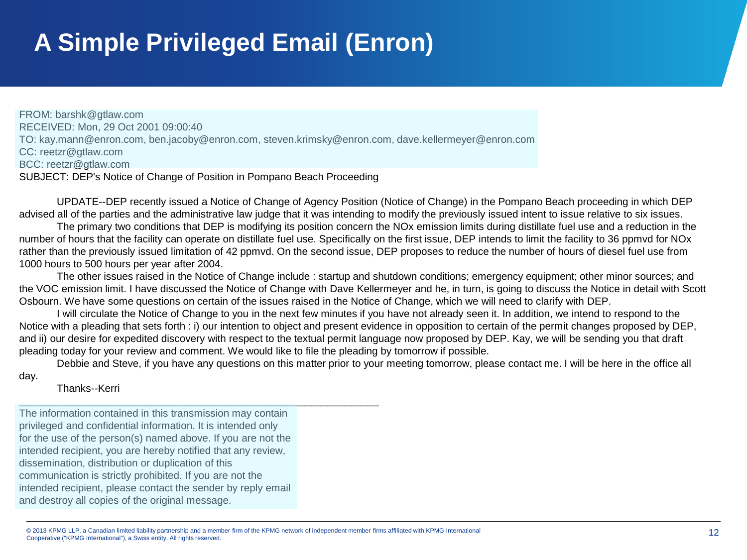# A Simple Privileged Email (Enron)

FROM: barshk@gtlaw.com
RECEIVED: Mon, 29 Oct 2001 09:00:40
TO: kay.mann@enron.com, ben.jacoby@enron.com, steven.krimsky@enron.com, dave.kellermeyer@enron.com
CC: reetzr@gtlaw.com
BCC: reetzr@gtlaw.com
SUBJECT: DEP's Notice of Change of Position in Pompano Beach Proceeding

UPDATE--DEP recently issued a Notice of Change of Agency Position (Notice of Change) in the Pompano Beach proceeding in which DEP advised all of the parties and the administrative law judge that it was intending to modify the previously issued intent to issue relative to six issues.

The primary two conditions that DEP is modifying its position concern the NOx emission limits during distillate fuel use and a reduction in the number of hours that the facility can operate on distillate fuel use. Specifically on the first issue, DEP intends to limit the facility to 36 ppmvd for NOx rather than the previously issued limitation of 42 ppmvd. On the second issue, DEP proposes to reduce the number of hours of diesel fuel use from 1000 hours to 500 hours per year after 2004.

The other issues raised in the Notice of Change include : startup and shutdown conditions; emergency equipment; other minor sources; and the VOC emission limit. I have discussed the Notice of Change with Dave Kellermeyer and he, in turn, is going to discuss the Notice in detail with Scott Osbourn. We have some questions on certain of the issues raised in the Notice of Change, which we will need to clarify with DEP.

I will circulate the Notice of Change to you in the next few minutes if you have not already seen it. In addition, we intend to respond to the Notice with a pleading that sets forth : i) our intention to object and present evidence in opposition to certain of the permit changes proposed by DEP, and ii) our desire for expedited discovery with respect to the textual permit language now proposed by DEP. Kay, we will be sending you that draft pleading today for your review and comment. We would like to file the pleading by tomorrow if possible.

Debbie and Steve, if you have any questions on this matter prior to your meeting tomorrow, please contact me. I will be here in the office all day.

Thanks--Kerri

---

The information contained in this transmission may contain privileged and confidential information. It is intended only for the use of the person(s) named above. If you are not the intended recipient, you are hereby notified that any review, dissemination, distribution or duplication of this communication is strictly prohibited. If you are not the intended recipient, please contact the sender by reply email and destroy all copies of the original message.

© 2013 KPMG LLP, a Canadian limited liability partnership and a member firm of the KPMG network of independent member firms affiliated with KPMG International Cooperative ("KPMG International"), a Swiss entity. All rights reserved.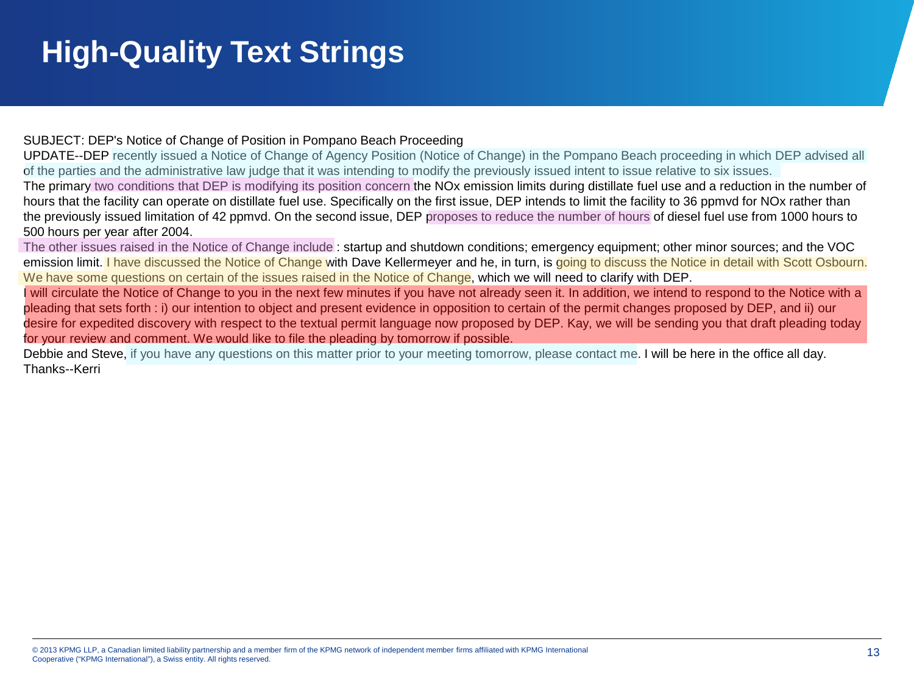# High-Quality Text Strings

SUBJECT: DEP's Notice of Change of Position in Pompano Beach Proceeding

UPDATE--DEP recently issued a Notice of Change of Agency Position (Notice of Change) in the Pompano Beach proceeding in which DEP advised all of the parties and the administrative law judge that it was intending to modify the previously issued intent to issue relative to six issues.

The primary two conditions that DEP is modifying its position concern the NOx emission limits during distillate fuel use and a reduction in the number of hours that the facility can operate on distillate fuel use. Specifically on the first issue, DEP intends to limit the facility to 36 ppmvd for NOx rather than the previously issued limitation of 42 ppmvd. On the second issue, DEP proposes to reduce the number of hours of diesel fuel use from 1000 hours to 500 hours per year after 2004.

The other issues raised in the Notice of Change include : startup and shutdown conditions; emergency equipment; other minor sources; and the VOC emission limit. I have discussed the Notice of Change with Dave Kellermeyer and he, in turn, is going to discuss the Notice in detail with Scott Osbourn. We have some questions on certain of the issues raised in the Notice of Change, which we will need to clarify with DEP.

I will circulate the Notice of Change to you in the next few minutes if you have not already seen it. In addition, we intend to respond to the Notice with a pleading that sets forth : i) our intention to object and present evidence in opposition to certain of the permit changes proposed by DEP, and ii) our desire for expedited discovery with respect to the textual permit language now proposed by DEP. Kay, we will be sending you that draft pleading today for your review and comment. We would like to file the pleading by tomorrow if possible.

Debbie and Steve, if you have any questions on this matter prior to your meeting tomorrow, please contact me. I will be here in the office all day.

Thanks--Kerri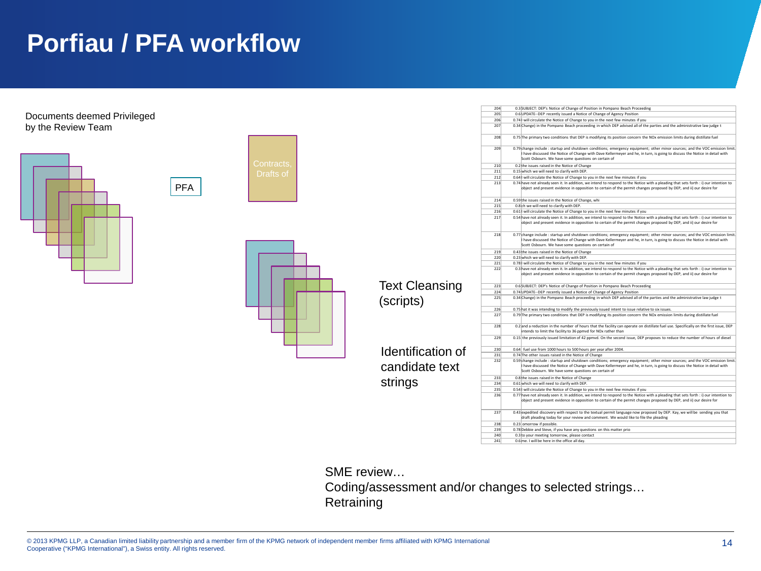# Porfiau / PFA workflow

Documents deemed Privileged by the Review Team

PFA

Contracts, Drafts of

Text Cleansing (scripts)

Identification of candidate text strings

| 204 | 0.3 | SUBJECT: DEP's Notice of Change of Position in Pompano Beach Proceeding |
|---|---|---|
| 205 | 0.6 | UPDATE--DEP recently issued a Notice of Change of Agency Position |
| 206 | 0.74 | I will circulate the Notice of Change to you in the next few minutes if you |
| 207 | 0.34 | Change) in the Pompano Beach proceeding in which DEP advised all of the parties and the administrative law judge t |
| 208 | 0.75 | The primary two conditions that DEP is modifying its position concern the NOx emission limits during distillate fuel |
| 209 | 0.79 | change include : startup and shutdown conditions; emergency equipment; other minor sources; and the VOC emission limit. I have discussed the Notice of Change with Dave Kellermeyer and he, in turn, is going to discuss the Notice in detail with Scott Osbourn. We have some questions on certain of |
| 210 | 0.2 | the issues raised in the Notice of Change |
| 211 | 0.15 | which we will need to clarify with DEP. |
| 212 | 0.64 | I will circulate the Notice of Change to you in the next few minutes if you |
| 213 | 0.74 | have not already seen it. In addition, we intend to respond to the Notice with a pleading that sets forth : i) our intention to object and present evidence in opposition to certain of the permit changes proposed by DEP, and ii) our desire for |
| 214 | 0.59 | the issues raised in the Notice of Change, whi |
| 215 | 0.8 | ch we will need to clarify with DEP. |
| 216 | 0.61 | I will circulate the Notice of Change to you in the next few minutes if you |
| 217 | 0.54 | have not already seen it. In addition, we intend to respond to the Notice with a pleading that sets forth : i) our intention to object and present evidence in opposition to certain of the permit changes proposed by DEP, and ii) our desire for |
| 218 | 0.77 | change include : startup and shutdown conditions; emergency equipment; other minor sources; and the VOC emission limit. I have discussed the Notice of Change with Dave Kellermeyer and he, in turn, is going to discuss the Notice in detail with Scott Osbourn. We have some questions on certain of |
| 219 | 0.43 | the issues raised in the Notice of Change |
| 220 | 0.23 | which we will need to clarify with DEP. |
| 221 | 0.78 | I will circulate the Notice of Change to you in the next few minutes if you |
| 222 | 0.3 | have not already seen it. In addition, we intend to respond to the Notice with a pleading that sets forth : i) our intention to object and present evidence in opposition to certain of the permit changes proposed by DEP, and ii) our desire for |
| 223 | 0.6 | SUBJECT: DEP's Notice of Change of Position in Pompano Beach Proceeding |
| 224 | 0.74 | UPDATE--DEP recently issued a Notice of Change of Agency Position |
| 225 | 0.34 | Change) in the Pompano Beach proceeding in which DEP advised all of the parties and the administrative law judge t |
| 226 | 0.75 | hat it was intending to modify the previously issued intent to issue relative to six issues. |
| 227 | 0.79 | The primary two conditions that DEP is modifying its position concern the NOx emission limits during distillate fuel |
| 228 | 0.2 | and a reduction in the number of hours that the facility can operate on distillate fuel use. Specifically on the first issue, DEP intends to limit the facility to 36 ppmvd for NOx rather than |
| 229 | 0.15 | the previously issued limitation of 42 ppmvd. On the second issue, DEP proposes to reduce the number of hours of diesel |
| 230 | 0.64 | fuel use from 1000 hours to 500 hours per year after 2004. |
| 231 | 0.74 | The other issues raised in the Notice of Change |
| 232 | 0.59 | change include : startup and shutdown conditions; emergency equipment; other minor sources; and the VOC emission limit. I have discussed the Notice of Change with Dave Kellermeyer and he, in turn, is going to discuss the Notice in detail with Scott Osbourn. We have some questions on certain of |
| 233 | 0.8 | the issues raised in the Notice of Change |
| 234 | 0.61 | which we will need to clarify with DEP. |
| 235 | 0.54 | I will circulate the Notice of Change to you in the next few minutes if you |
| 236 | 0.77 | have not already seen it. In addition, we intend to respond to the Notice with a pleading that sets forth : i) our intention to object and present evidence in opposition to certain of the permit changes proposed by DEP, and ii) our desire for |
| 237 | 0.43 | expedited discovery with respect to the textual permit language now proposed by DEP. Kay, we will be sending you that draft pleading today for your review and comment. We would like to file the pleading |
| 238 | 0.23 | omorrow if possible. |
| 239 | 0.78 | Debbie and Steve, if you have any questions on this matter prio |
| 240 | 0.3 | to your meeting tomorrow, please contact |
| 241 | 0.6 | me. I will be here in the office all day. |

SME review…
Coding/assessment and/or changes to selected strings…
Retraining

© 2013 KPMG LLP, a Canadian limited liability partnership and a member firm of the KPMG network of independent member firms affiliated with KPMG International Cooperative ("KPMG International"), a Swiss entity. All rights reserved.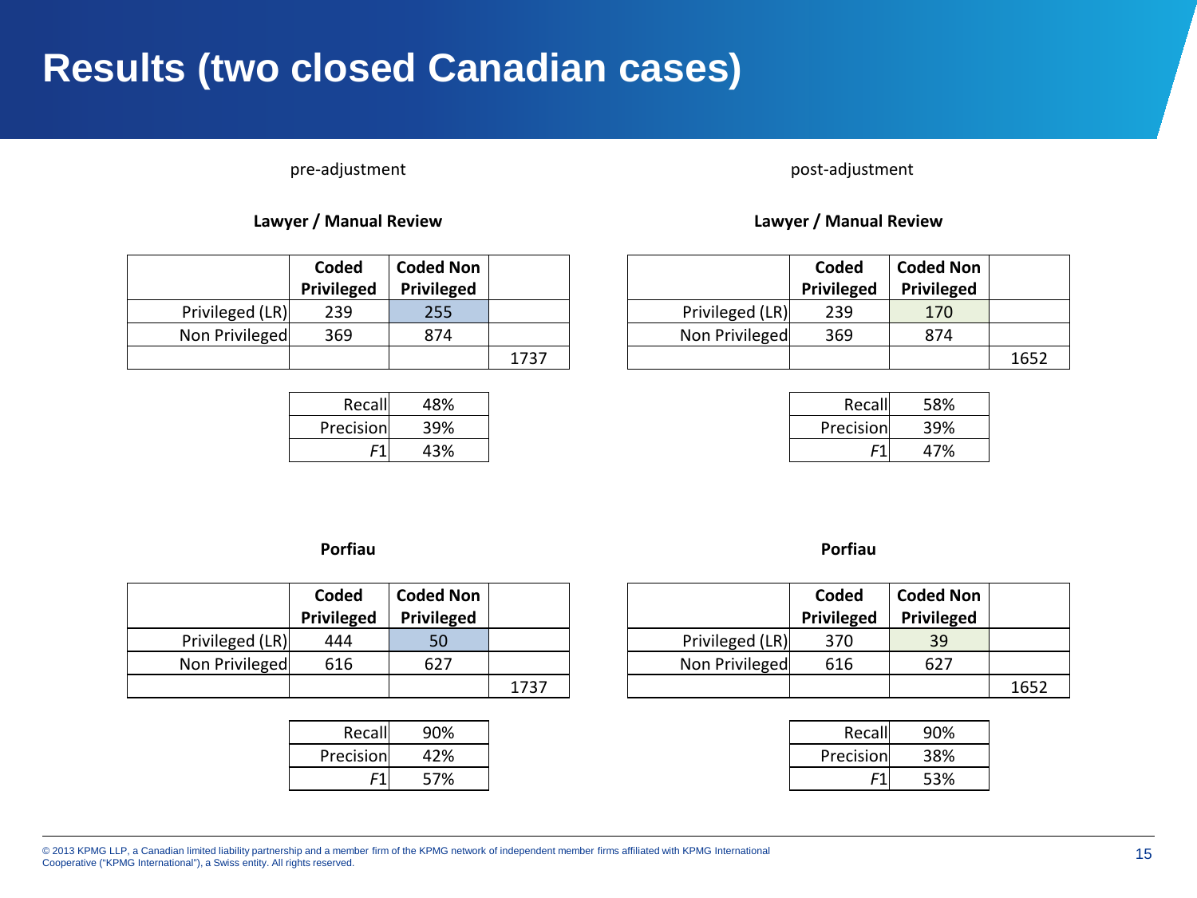# Results (two closed Canadian cases)

pre-adjustment

**Lawyer / Manual Review**

| | Coded Privileged | Coded Non Privileged | |
|---|---|---|---|
| Privileged (LR) | 239 | 255 | |
| Non Privileged | 369 | 874 | |
| | | | 1737 |

| | |
|---|---|
| Recall | 48% |
| Precision | 39% |
| *F*1 | 43% |

**Porfiau**

| | Coded Privileged | Coded Non Privileged | |
|---|---|---|---|
| Privileged (LR) | 444 | 50 | |
| Non Privileged | 616 | 627 | |
| | | | 1737 |

| | |
|---|---|
| Recall | 90% |
| Precision | 42% |
| *F*1 | 57% |

post-adjustment

**Lawyer / Manual Review**

| | Coded Privileged | Coded Non Privileged | |
|---|---|---|---|
| Privileged (LR) | 239 | 170 | |
| Non Privileged | 369 | 874 | |
| | | | 1652 |

| | |
|---|---|
| Recall | 58% |
| Precision | 39% |
| *F*1 | 47% |

**Porfiau**

| | Coded Privileged | Coded Non Privileged | |
|---|---|---|---|
| Privileged (LR) | 370 | 39 | |
| Non Privileged | 616 | 627 | |
| | | | 1652 |

| | |
|---|---|
| Recall | 90% |
| Precision | 38% |
| *F*1 | 53% |

© 2013 KPMG LLP, a Canadian limited liability partnership and a member firm of the KPMG network of independent member firms affiliated with KPMG International Cooperative ("KPMG International"), a Swiss entity. All rights reserved.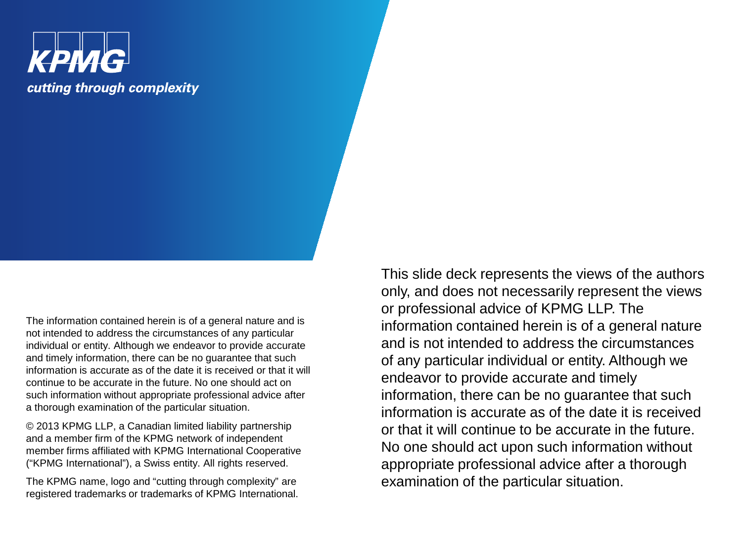KPMG

*cutting through complexity*

The information contained herein is of a general nature and is not intended to address the circumstances of any particular individual or entity. Although we endeavor to provide accurate and timely information, there can be no guarantee that such information is accurate as of the date it is received or that it will continue to be accurate in the future. No one should act on such information without appropriate professional advice after a thorough examination of the particular situation.

© 2013 KPMG LLP, a Canadian limited liability partnership and a member firm of the KPMG network of independent member firms affiliated with KPMG International Cooperative (“KPMG International”), a Swiss entity. All rights reserved.

The KPMG name, logo and “cutting through complexity” are registered trademarks or trademarks of KPMG International.

This slide deck represents the views of the authors only, and does not necessarily represent the views or professional advice of KPMG LLP. The information contained herein is of a general nature and is not intended to address the circumstances of any particular individual or entity. Although we endeavor to provide accurate and timely information, there can be no guarantee that such information is accurate as of the date it is received or that it will continue to be accurate in the future. No one should act upon such information without appropriate professional advice after a thorough examination of the particular situation.